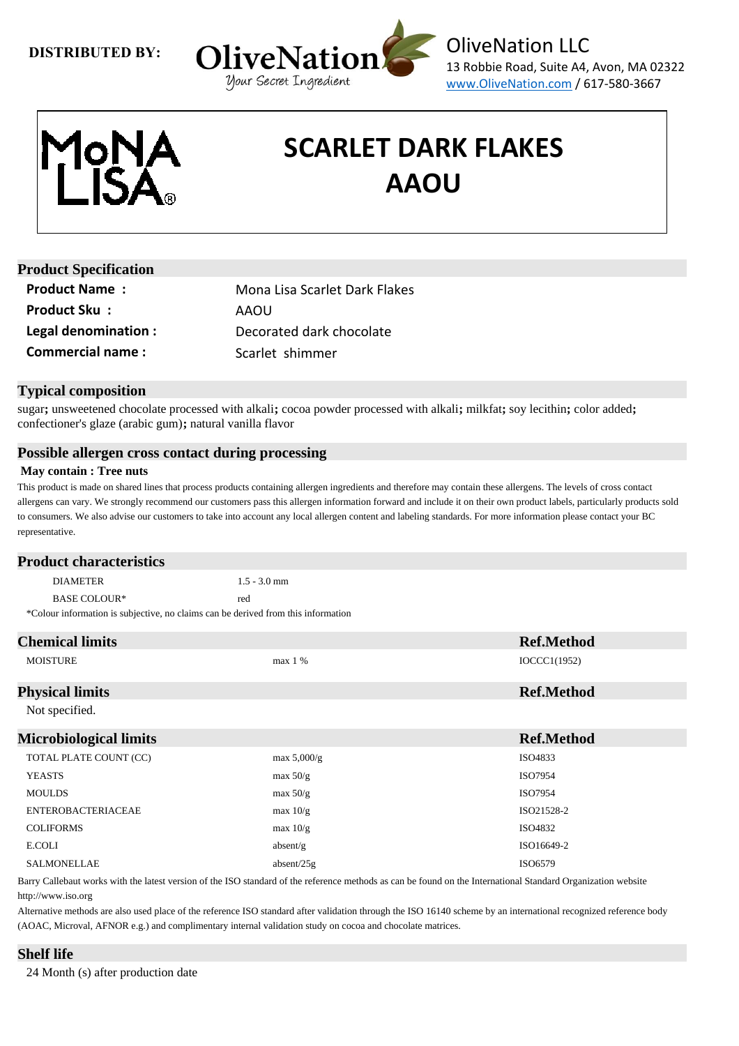**DISTRIBUTED BY:**

OliveNation
Your Secret Ingredient

OliveNation LLC
13 Robbie Road, Suite A4, Avon, MA 02322
www.OliveNation.com / 617-580-3667

MONA LISA®

# SCARLET DARK FLAKES AAOU

## Product Specification

| | |
|---|---|
| **Product Name :** | Mona Lisa Scarlet Dark Flakes |
| **Product Sku :** | AAOU |
| **Legal denomination :** | Decorated dark chocolate |
| **Commercial name :** | Scarlet shimmer |

## Typical composition

sugar**;** unsweetened chocolate processed with alkali**;** cocoa powder processed with alkali**;** milkfat**;** soy lecithin**;** color added**;** confectioner's glaze (arabic gum)**;** natural vanilla flavor

## Possible allergen cross contact during processing

**May contain : Tree nuts**

This product is made on shared lines that process products containing allergen ingredients and therefore may contain these allergens. The levels of cross contact allergens can vary. We strongly recommend our customers pass this allergen information forward and include it on their own product labels, particularly products sold to consumers. We also advise our customers to take into account any local allergen content and labeling standards. For more information please contact your BC representative.

## Product characteristics

| | |
|---|---|
| DIAMETER | 1.5 - 3.0 mm |
| BASE COLOUR* | red |

*Colour information is subjective, no claims can be derived from this information

## Chemical limits

| Chemical limits | | Ref.Method |
|---|---|---|
| MOISTURE | max 1 % | IOCCC1(1952) |

## Physical limits

Not specified.

## Microbiological limits

| Microbiological limits | | Ref.Method |
|---|---|---|
| TOTAL PLATE COUNT (CC) | max 5,000/g | ISO4833 |
| YEASTS | max 50/g | ISO7954 |
| MOULDS | max 50/g | ISO7954 |
| ENTEROBACTERIACEAE | max 10/g | ISO21528-2 |
| COLIFORMS | max 10/g | ISO4832 |
| E.COLI | absent/g | ISO16649-2 |
| SALMONELLAE | absent/25g | ISO6579 |

Barry Callebaut works with the latest version of the ISO standard of the reference methods as can be found on the International Standard Organization website http://www.iso.org

Alternative methods are also used place of the reference ISO standard after validation through the ISO 16140 scheme by an international recognized reference body (AOAC, Microval, AFNOR e.g.) and complimentary internal validation study on cocoa and chocolate matrices.

## Shelf life

24 Month (s) after production date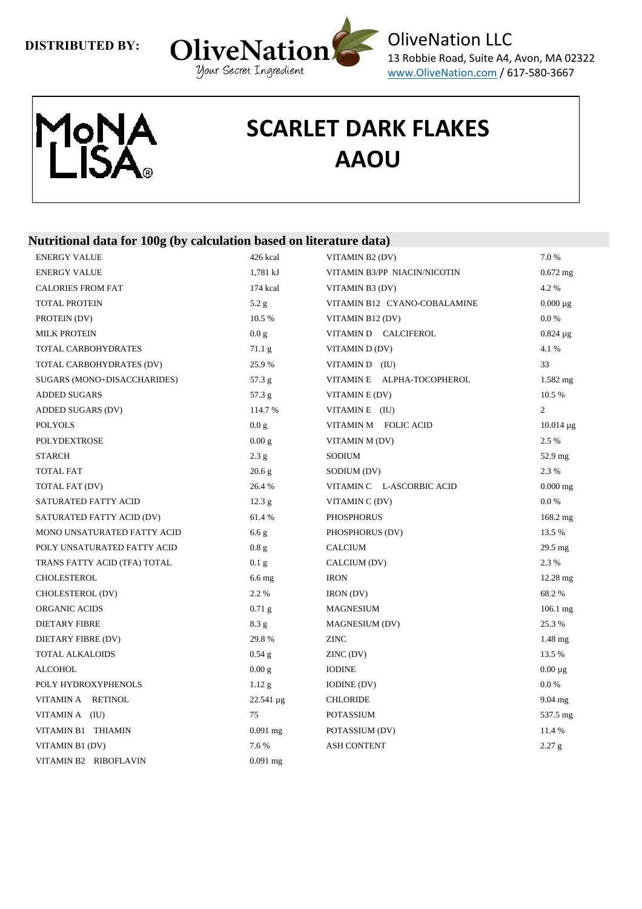DISTRIBUTED BY: **OliveNation** Your Secret Ingredient

OliveNation LLC
13 Robbie Road, Suite A4, Avon, MA 02322
www.OliveNation.com / 617-580-3667

MoNA LISA®

# SCARLET DARK FLAKES AAOU

## Nutritional data for 100g (by calculation based on literature data)

| | | | |
|---|---|---|---|
| ENERGY VALUE | 426 kcal | VITAMIN B2 (DV) | 7.0 % |
| ENERGY VALUE | 1,781 kJ | VITAMIN B3/PP NIACIN/NICOTIN | 0.672 mg |
| CALORIES FROM FAT | 174 kcal | VITAMIN B3 (DV) | 4.2 % |
| TOTAL PROTEIN | 5.2 g | VITAMIN B12 CYANO-COBALAMINE | 0.000 µg |
| PROTEIN (DV) | 10.5 % | VITAMIN B12 (DV) | 0.0 % |
| MILK PROTEIN | 0.0 g | VITAMIN D CALCIFEROL | 0.824 µg |
| TOTAL CARBOHYDRATES | 71.1 g | VITAMIN D (DV) | 4.1 % |
| TOTAL CARBOHYDRATES (DV) | 25.9 % | VITAMIN D (IU) | 33 |
| SUGARS (MONO+DISACCHARIDES) | 57.3 g | VITAMIN E ALPHA-TOCOPHEROL | 1.582 mg |
| ADDED SUGARS | 57.3 g | VITAMIN E (DV) | 10.5 % |
| ADDED SUGARS (DV) | 114.7 % | VITAMIN E (IU) | 2 |
| POLYOLS | 0.0 g | VITAMIN M FOLIC ACID | 10.014 µg |
| POLYDEXTROSE | 0.00 g | VITAMIN M (DV) | 2.5 % |
| STARCH | 2.3 g | SODIUM | 52.9 mg |
| TOTAL FAT | 20.6 g | SODIUM (DV) | 2.3 % |
| TOTAL FAT (DV) | 26.4 % | VITAMIN C L-ASCORBIC ACID | 0.000 mg |
| SATURATED FATTY ACID | 12.3 g | VITAMIN C (DV) | 0.0 % |
| SATURATED FATTY ACID (DV) | 61.4 % | PHOSPHORUS | 168.2 mg |
| MONO UNSATURATED FATTY ACID | 6.6 g | PHOSPHORUS (DV) | 13.5 % |
| POLY UNSATURATED FATTY ACID | 0.8 g | CALCIUM | 29.5 mg |
| TRANS FATTY ACID (TFA) TOTAL | 0.1 g | CALCIUM (DV) | 2.3 % |
| CHOLESTEROL | 6.6 mg | IRON | 12.28 mg |
| CHOLESTEROL (DV) | 2.2 % | IRON (DV) | 68.2 % |
| ORGANIC ACIDS | 0.71 g | MAGNESIUM | 106.1 mg |
| DIETARY FIBRE | 8.3 g | MAGNESIUM (DV) | 25.3 % |
| DIETARY FIBRE (DV) | 29.8 % | ZINC | 1.48 mg |
| TOTAL ALKALOIDS | 0.54 g | ZINC (DV) | 13.5 % |
| ALCOHOL | 0.00 g | IODINE | 0.00 µg |
| POLY HYDROXYPHENOLS | 1.12 g | IODINE (DV) | 0.0 % |
| VITAMIN A RETINOL | 22.541 µg | CHLORIDE | 9.04 mg |
| VITAMIN A (IU) | 75 | POTASSIUM | 537.5 mg |
| VITAMIN B1 THIAMIN | 0.091 mg | POTASSIUM (DV) | 11.4 % |
| VITAMIN B1 (DV) | 7.6 % | ASH CONTENT | 2.27 g |
| VITAMIN B2 RIBOFLAVIN | 0.091 mg | | |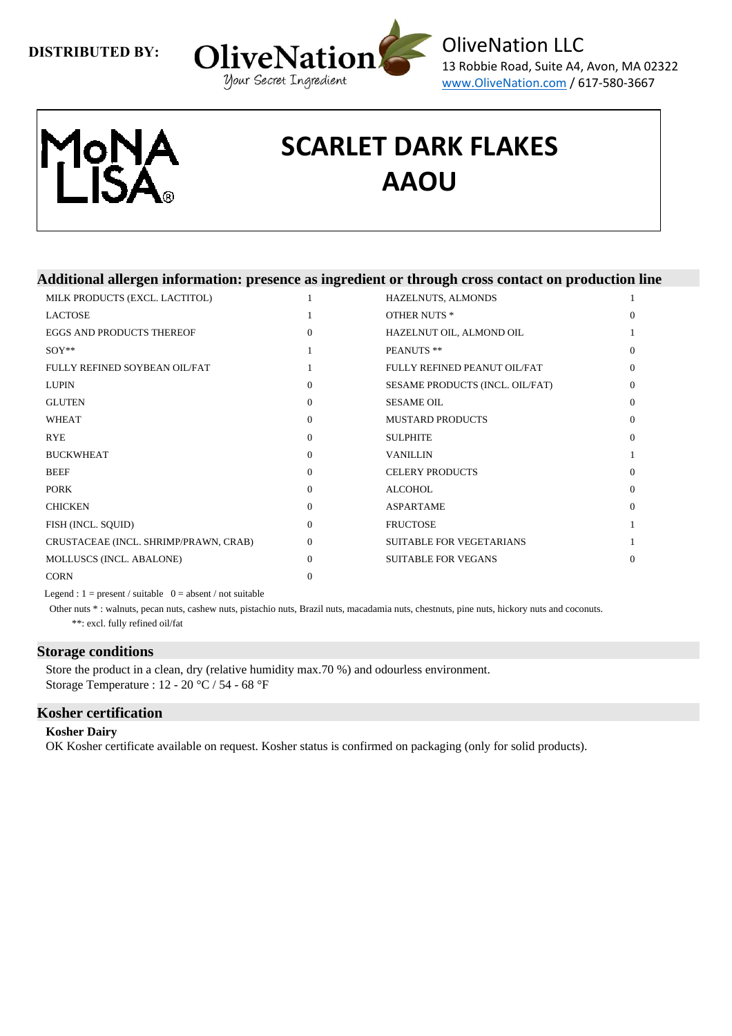DISTRIBUTED BY: OliveNation Your Secret Ingredient

OliveNation LLC
13 Robbie Road, Suite A4, Avon, MA 02322
www.OliveNation.com / 617-580-3667

MoNA LISA®

# SCARLET DARK FLAKES AAOU

## Additional allergen information: presence as ingredient or through cross contact on production line

| | | | |
|---|---|---|---|
| MILK PRODUCTS (EXCL. LACTITOL) | 1 | HAZELNUTS, ALMONDS | 1 |
| LACTOSE | 1 | OTHER NUTS * | 0 |
| EGGS AND PRODUCTS THEREOF | 0 | HAZELNUT OIL, ALMOND OIL | 1 |
| SOY** | 1 | PEANUTS ** | 0 |
| FULLY REFINED SOYBEAN OIL/FAT | 1 | FULLY REFINED PEANUT OIL/FAT | 0 |
| LUPIN | 0 | SESAME PRODUCTS (INCL. OIL/FAT) | 0 |
| GLUTEN | 0 | SESAME OIL | 0 |
| WHEAT | 0 | MUSTARD PRODUCTS | 0 |
| RYE | 0 | SULPHITE | 0 |
| BUCKWHEAT | 0 | VANILLIN | 1 |
| BEEF | 0 | CELERY PRODUCTS | 0 |
| PORK | 0 | ALCOHOL | 0 |
| CHICKEN | 0 | ASPARTAME | 0 |
| FISH (INCL. SQUID) | 0 | FRUCTOSE | 1 |
| CRUSTACEAE (INCL. SHRIMP/PRAWN, CRAB) | 0 | SUITABLE FOR VEGETARIANS | 1 |
| MOLLUSCS (INCL. ABALONE) | 0 | SUITABLE FOR VEGANS | 0 |
| CORN | 0 | | |

Legend : 1 = present / suitable   0 = absent / not suitable

Other nuts * : walnuts, pecan nuts, cashew nuts, pistachio nuts, Brazil nuts, macadamia nuts, chestnuts, pine nuts, hickory nuts and coconuts.

**: excl. fully refined oil/fat

## Storage conditions

Store the product in a clean, dry (relative humidity max.70 %) and odourless environment.
Storage Temperature : 12 - 20 °C / 54 - 68 °F

## Kosher certification

**Kosher Dairy**

OK Kosher certificate available on request. Kosher status is confirmed on packaging (only for solid products).